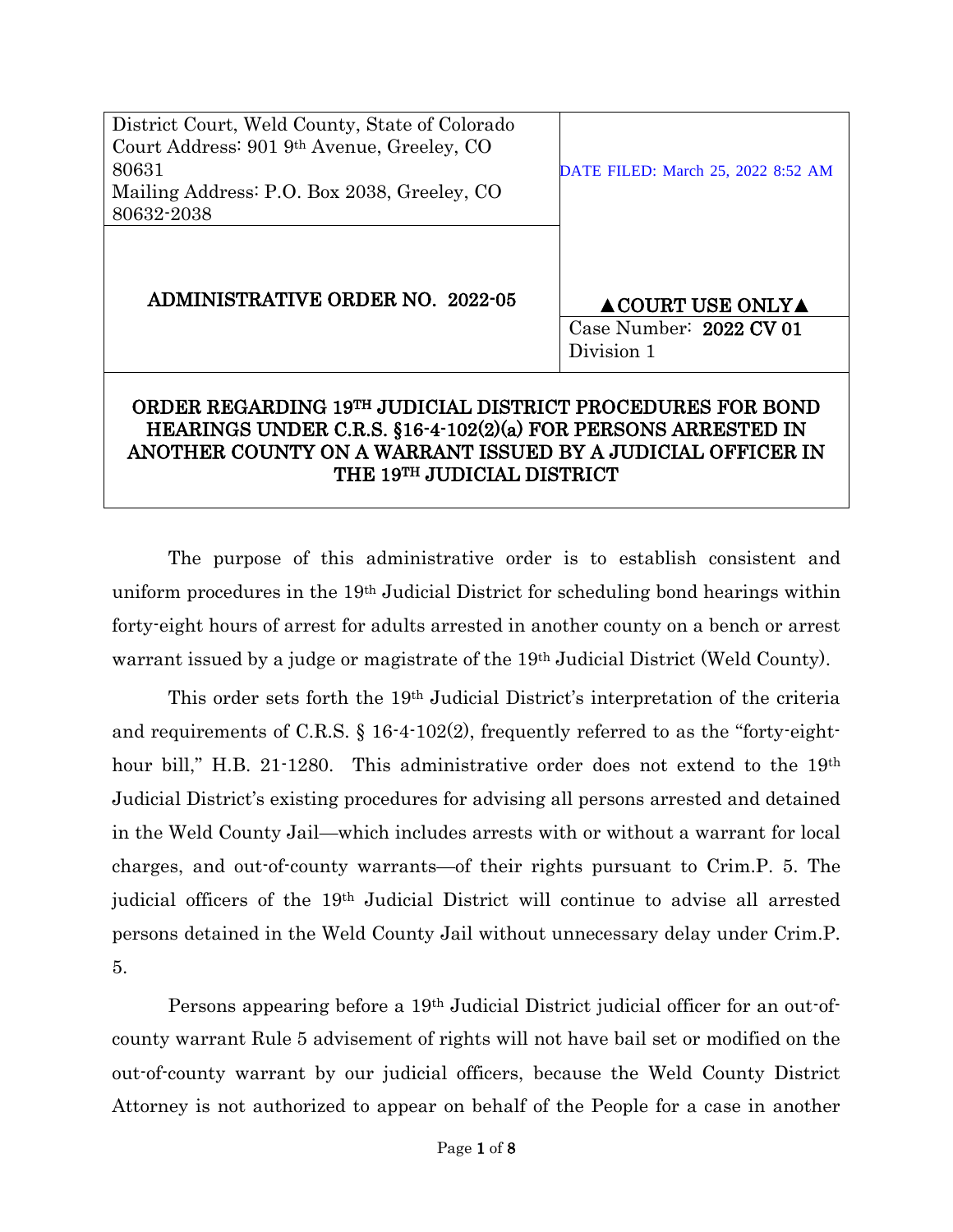| District Court, Weld County, State of Colorado<br>Court Address: 901 9th Avenue, Greeley, CO 80631<br>Mailing Address: P.O. Box 2038, Greeley, CO 80632-2038 | DATE FILED: March 25, 2022 8:52 AM |
| --- | --- |
| **ADMINISTRATIVE ORDER NO. 2022-05** | **▲COURT USE ONLY▲**<br>Case Number: **2022 CV 01**<br>Division 1 |

**ORDER REGARDING 19TH JUDICIAL DISTRICT PROCEDURES FOR BOND HEARINGS UNDER C.R.S. §16-4-102(2)(a) FOR PERSONS ARRESTED IN ANOTHER COUNTY ON A WARRANT ISSUED BY A JUDICIAL OFFICER IN THE 19TH JUDICIAL DISTRICT**

The purpose of this administrative order is to establish consistent and uniform procedures in the 19th Judicial District for scheduling bond hearings within forty-eight hours of arrest for adults arrested in another county on a bench or arrest warrant issued by a judge or magistrate of the 19th Judicial District (Weld County).

This order sets forth the 19th Judicial District's interpretation of the criteria and requirements of C.R.S. § 16-4-102(2), frequently referred to as the "forty-eight-hour bill," H.B. 21-1280. This administrative order does not extend to the 19th Judicial District's existing procedures for advising all persons arrested and detained in the Weld County Jail—which includes arrests with or without a warrant for local charges, and out-of-county warrants—of their rights pursuant to Crim.P. 5. The judicial officers of the 19th Judicial District will continue to advise all arrested persons detained in the Weld County Jail without unnecessary delay under Crim.P. 5.

Persons appearing before a 19th Judicial District judicial officer for an out-of-county warrant Rule 5 advisement of rights will not have bail set or modified on the out-of-county warrant by our judicial officers, because the Weld County District Attorney is not authorized to appear on behalf of the People for a case in another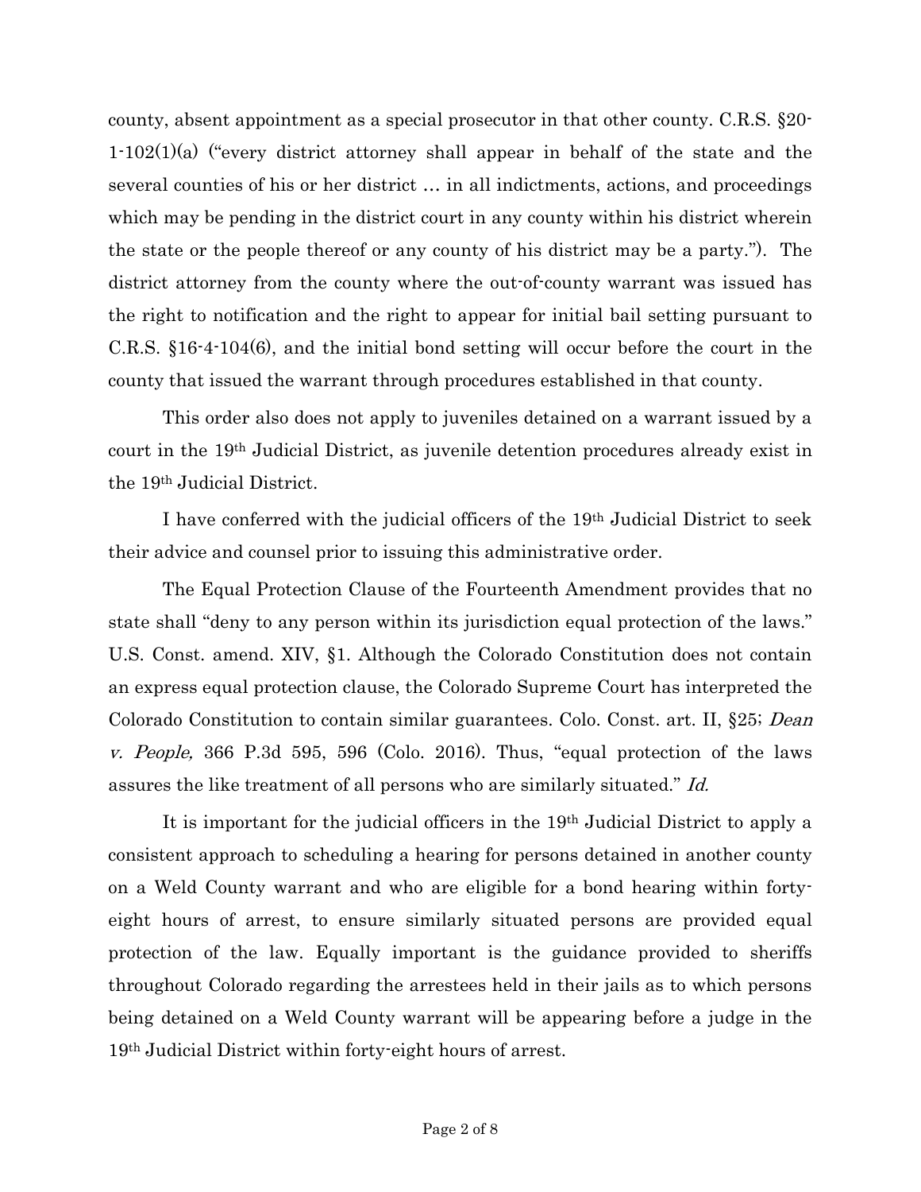county, absent appointment as a special prosecutor in that other county. C.R.S. §20-1-102(1)(a) ("every district attorney shall appear in behalf of the state and the several counties of his or her district … in all indictments, actions, and proceedings which may be pending in the district court in any county within his district wherein the state or the people thereof or any county of his district may be a party."). The district attorney from the county where the out-of-county warrant was issued has the right to notification and the right to appear for initial bail setting pursuant to C.R.S. §16-4-104(6), and the initial bond setting will occur before the court in the county that issued the warrant through procedures established in that county.

This order also does not apply to juveniles detained on a warrant issued by a court in the 19th Judicial District, as juvenile detention procedures already exist in the 19th Judicial District.

I have conferred with the judicial officers of the 19th Judicial District to seek their advice and counsel prior to issuing this administrative order.

The Equal Protection Clause of the Fourteenth Amendment provides that no state shall "deny to any person within its jurisdiction equal protection of the laws." U.S. Const. amend. XIV, §1. Although the Colorado Constitution does not contain an express equal protection clause, the Colorado Supreme Court has interpreted the Colorado Constitution to contain similar guarantees. Colo. Const. art. II, §25; *Dean v. People,* 366 P.3d 595, 596 (Colo. 2016). Thus, "equal protection of the laws assures the like treatment of all persons who are similarly situated." *Id.*

It is important for the judicial officers in the 19th Judicial District to apply a consistent approach to scheduling a hearing for persons detained in another county on a Weld County warrant and who are eligible for a bond hearing within forty-eight hours of arrest, to ensure similarly situated persons are provided equal protection of the law. Equally important is the guidance provided to sheriffs throughout Colorado regarding the arrestees held in their jails as to which persons being detained on a Weld County warrant will be appearing before a judge in the 19th Judicial District within forty-eight hours of arrest.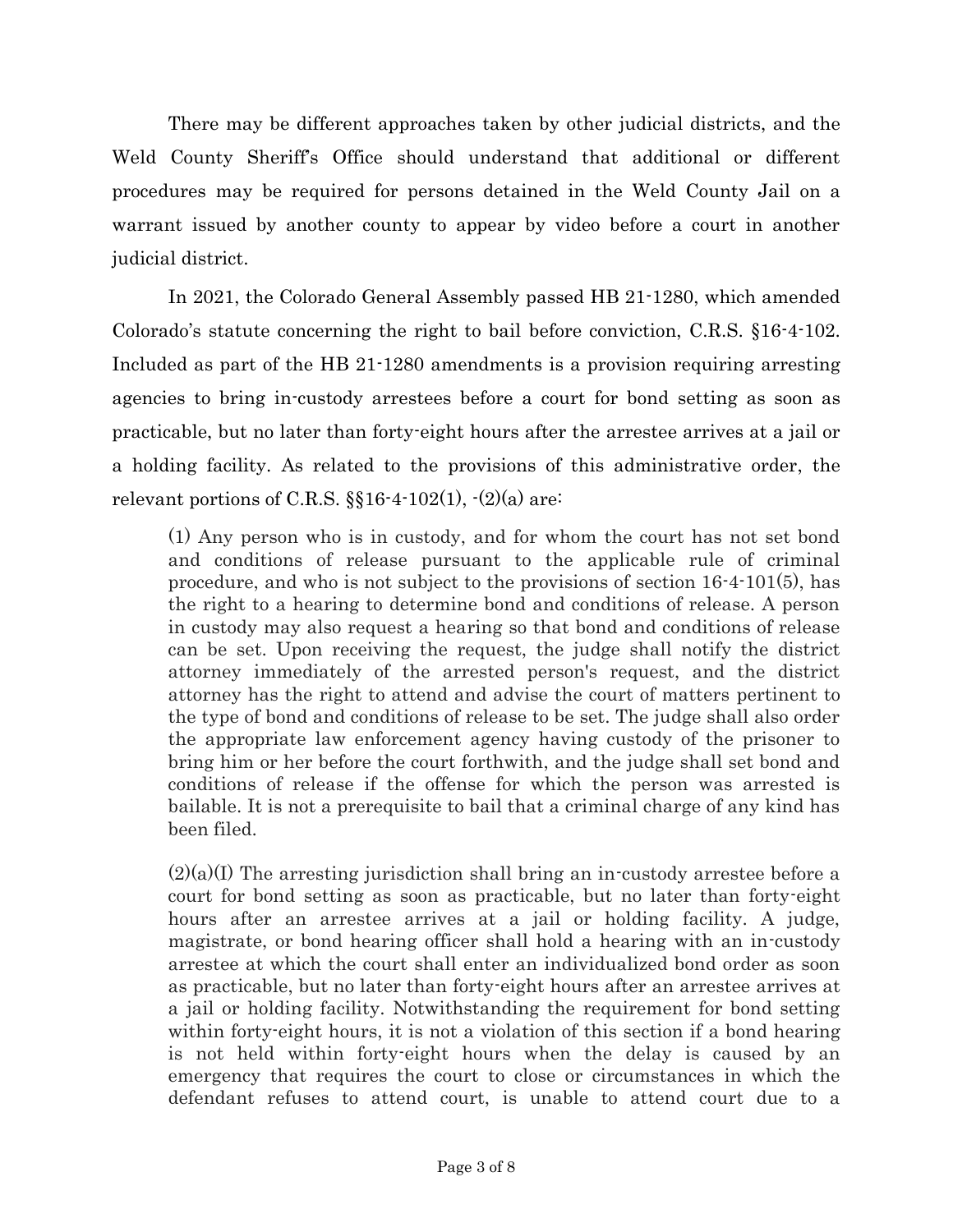There may be different approaches taken by other judicial districts, and the Weld County Sheriff's Office should understand that additional or different procedures may be required for persons detained in the Weld County Jail on a warrant issued by another county to appear by video before a court in another judicial district.

In 2021, the Colorado General Assembly passed HB 21-1280, which amended Colorado's statute concerning the right to bail before conviction, C.R.S. §16-4-102. Included as part of the HB 21-1280 amendments is a provision requiring arresting agencies to bring in-custody arrestees before a court for bond setting as soon as practicable, but no later than forty-eight hours after the arrestee arrives at a jail or a holding facility. As related to the provisions of this administrative order, the relevant portions of C.R.S. §§16-4-102(1), -(2)(a) are:

> (1) Any person who is in custody, and for whom the court has not set bond and conditions of release pursuant to the applicable rule of criminal procedure, and who is not subject to the provisions of section 16-4-101(5), has the right to a hearing to determine bond and conditions of release. A person in custody may also request a hearing so that bond and conditions of release can be set. Upon receiving the request, the judge shall notify the district attorney immediately of the arrested person's request, and the district attorney has the right to attend and advise the court of matters pertinent to the type of bond and conditions of release to be set. The judge shall also order the appropriate law enforcement agency having custody of the prisoner to bring him or her before the court forthwith, and the judge shall set bond and conditions of release if the offense for which the person was arrested is bailable. It is not a prerequisite to bail that a criminal charge of any kind has been filed.
>
> (2)(a)(I) The arresting jurisdiction shall bring an in-custody arrestee before a court for bond setting as soon as practicable, but no later than forty-eight hours after an arrestee arrives at a jail or holding facility. A judge, magistrate, or bond hearing officer shall hold a hearing with an in-custody arrestee at which the court shall enter an individualized bond order as soon as practicable, but no later than forty-eight hours after an arrestee arrives at a jail or holding facility. Notwithstanding the requirement for bond setting within forty-eight hours, it is not a violation of this section if a bond hearing is not held within forty-eight hours when the delay is caused by an emergency that requires the court to close or circumstances in which the defendant refuses to attend court, is unable to attend court due to a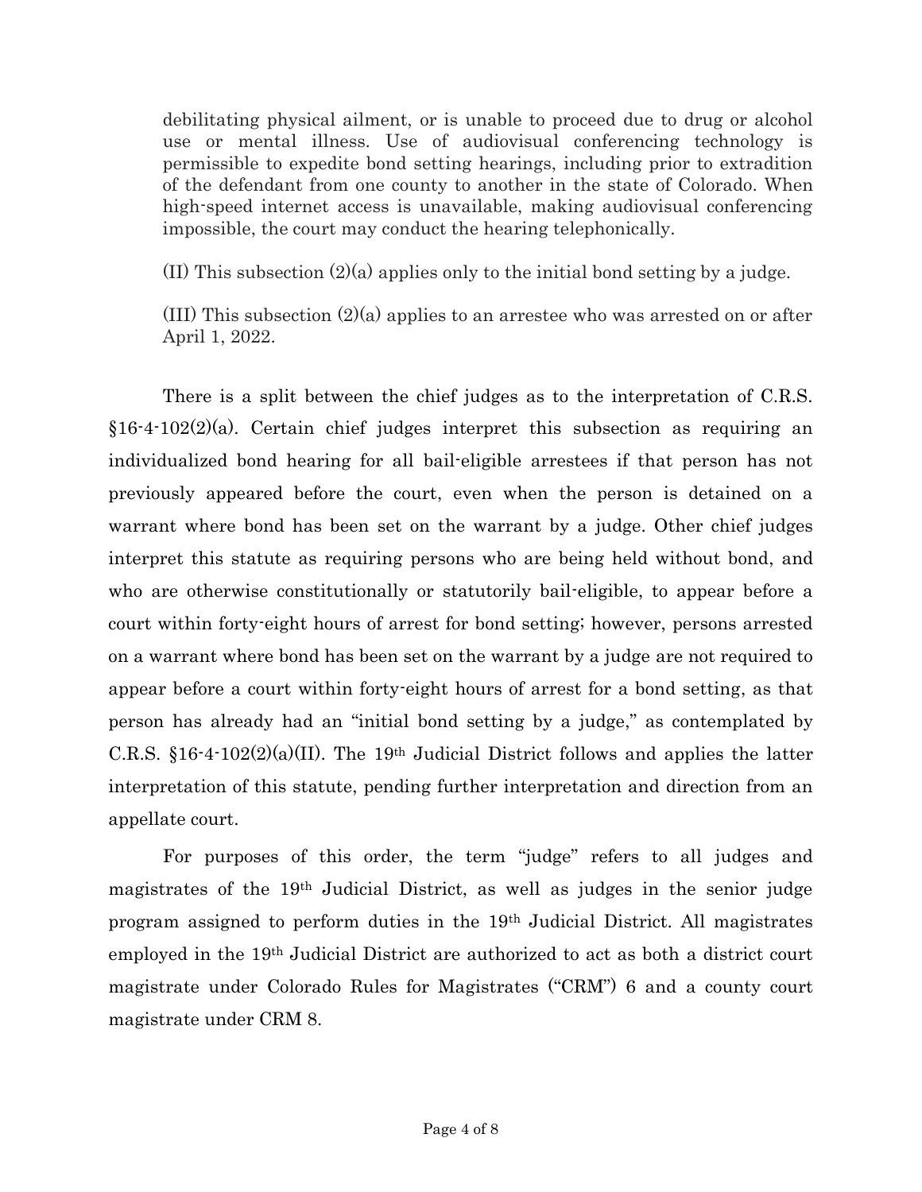debilitating physical ailment, or is unable to proceed due to drug or alcohol use or mental illness. Use of audiovisual conferencing technology is permissible to expedite bond setting hearings, including prior to extradition of the defendant from one county to another in the state of Colorado. When high-speed internet access is unavailable, making audiovisual conferencing impossible, the court may conduct the hearing telephonically.

(II) This subsection (2)(a) applies only to the initial bond setting by a judge.

(III) This subsection (2)(a) applies to an arrestee who was arrested on or after April 1, 2022.

There is a split between the chief judges as to the interpretation of C.R.S. §16-4-102(2)(a). Certain chief judges interpret this subsection as requiring an individualized bond hearing for all bail-eligible arrestees if that person has not previously appeared before the court, even when the person is detained on a warrant where bond has been set on the warrant by a judge. Other chief judges interpret this statute as requiring persons who are being held without bond, and who are otherwise constitutionally or statutorily bail-eligible, to appear before a court within forty-eight hours of arrest for bond setting; however, persons arrested on a warrant where bond has been set on the warrant by a judge are not required to appear before a court within forty-eight hours of arrest for a bond setting, as that person has already had an "initial bond setting by a judge," as contemplated by C.R.S. §16-4-102(2)(a)(II). The 19th Judicial District follows and applies the latter interpretation of this statute, pending further interpretation and direction from an appellate court.

For purposes of this order, the term "judge" refers to all judges and magistrates of the 19th Judicial District, as well as judges in the senior judge program assigned to perform duties in the 19th Judicial District. All magistrates employed in the 19th Judicial District are authorized to act as both a district court magistrate under Colorado Rules for Magistrates ("CRM") 6 and a county court magistrate under CRM 8.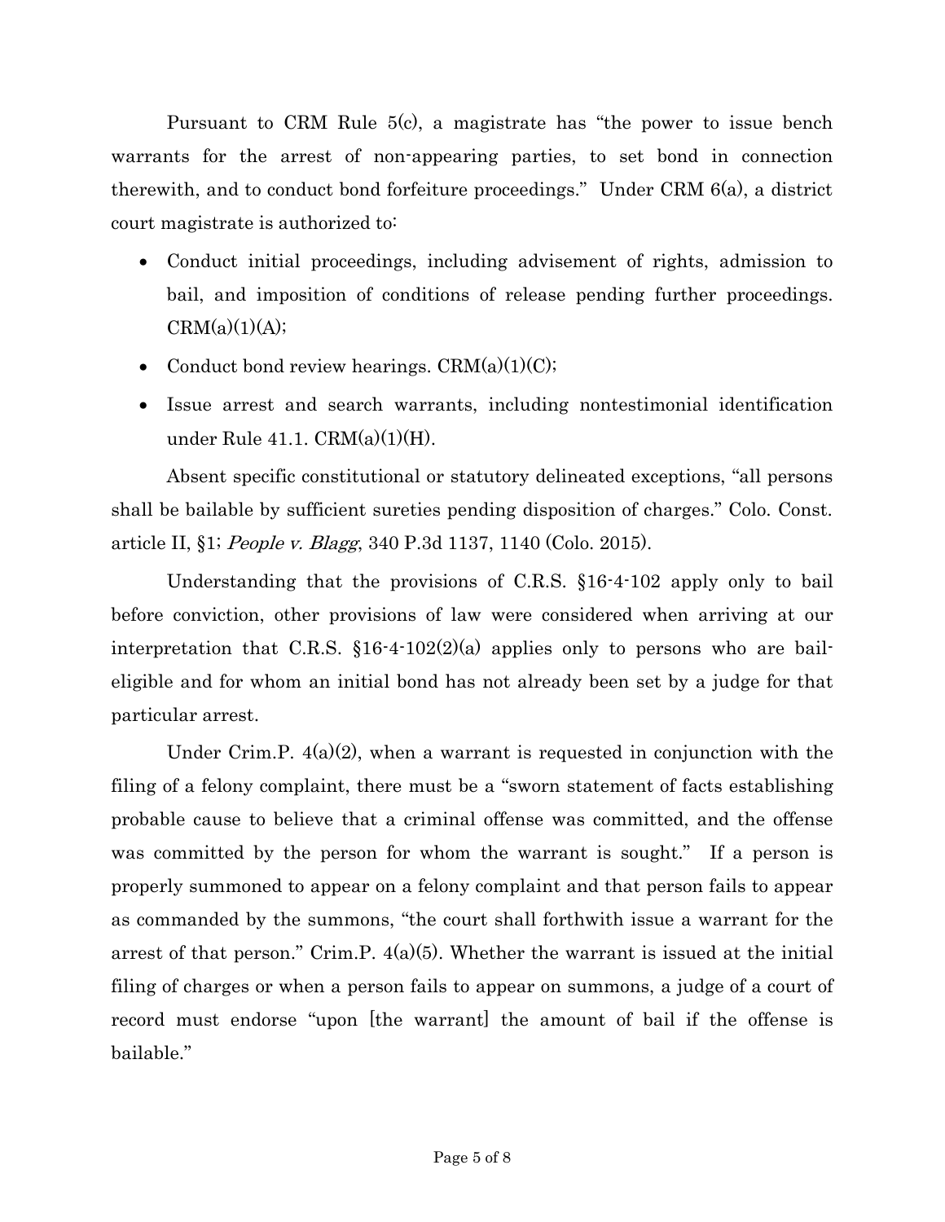Pursuant to CRM Rule 5(c), a magistrate has "the power to issue bench warrants for the arrest of non-appearing parties, to set bond in connection therewith, and to conduct bond forfeiture proceedings." Under CRM 6(a), a district court magistrate is authorized to:

- Conduct initial proceedings, including advisement of rights, admission to bail, and imposition of conditions of release pending further proceedings. CRM(a)(1)(A);
- Conduct bond review hearings. CRM(a)(1)(C);
- Issue arrest and search warrants, including nontestimonial identification under Rule 41.1. CRM(a)(1)(H).

Absent specific constitutional or statutory delineated exceptions, "all persons shall be bailable by sufficient sureties pending disposition of charges." Colo. Const. article II, §1; *People v. Blagg*, 340 P.3d 1137, 1140 (Colo. 2015).

Understanding that the provisions of C.R.S. §16-4-102 apply only to bail before conviction, other provisions of law were considered when arriving at our interpretation that C.R.S. §16-4-102(2)(a) applies only to persons who are bail-eligible and for whom an initial bond has not already been set by a judge for that particular arrest.

Under Crim.P. 4(a)(2), when a warrant is requested in conjunction with the filing of a felony complaint, there must be a "sworn statement of facts establishing probable cause to believe that a criminal offense was committed, and the offense was committed by the person for whom the warrant is sought." If a person is properly summoned to appear on a felony complaint and that person fails to appear as commanded by the summons, "the court shall forthwith issue a warrant for the arrest of that person." Crim.P. 4(a)(5). Whether the warrant is issued at the initial filing of charges or when a person fails to appear on summons, a judge of a court of record must endorse "upon [the warrant] the amount of bail if the offense is bailable."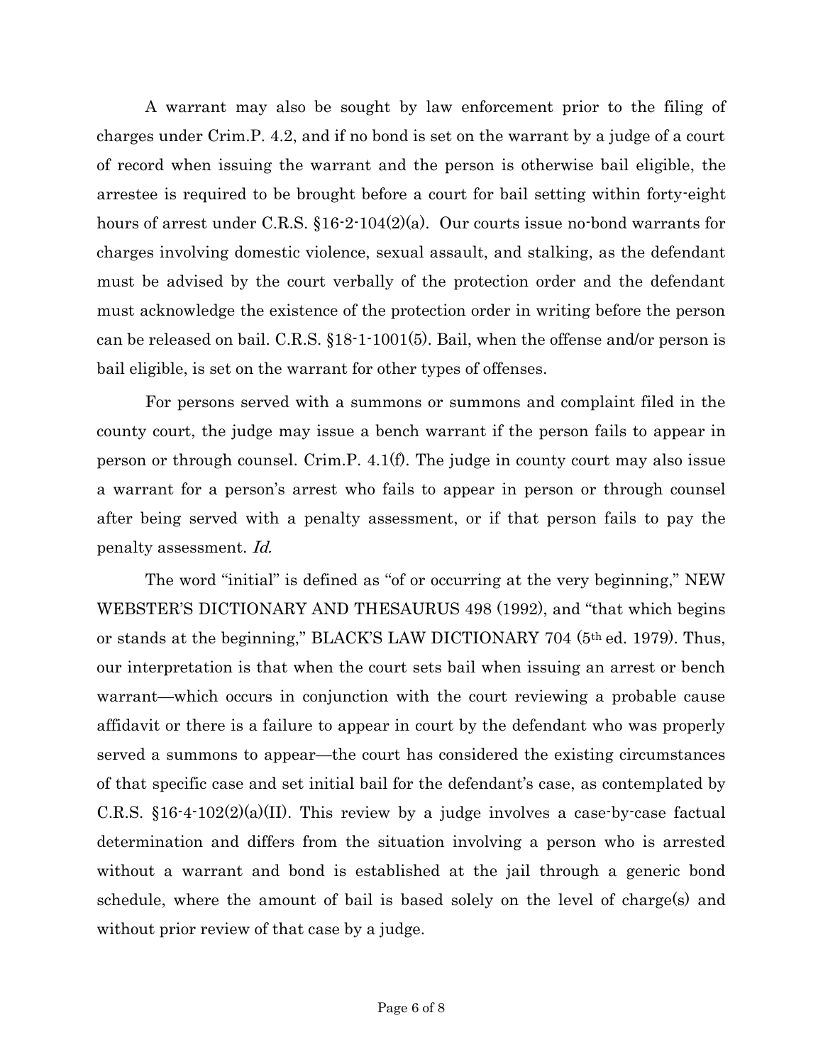A warrant may also be sought by law enforcement prior to the filing of charges under Crim.P. 4.2, and if no bond is set on the warrant by a judge of a court of record when issuing the warrant and the person is otherwise bail eligible, the arrestee is required to be brought before a court for bail setting within forty-eight hours of arrest under C.R.S. §16-2-104(2)(a). Our courts issue no-bond warrants for charges involving domestic violence, sexual assault, and stalking, as the defendant must be advised by the court verbally of the protection order and the defendant must acknowledge the existence of the protection order in writing before the person can be released on bail. C.R.S. §18-1-1001(5). Bail, when the offense and/or person is bail eligible, is set on the warrant for other types of offenses.

For persons served with a summons or summons and complaint filed in the county court, the judge may issue a bench warrant if the person fails to appear in person or through counsel. Crim.P. 4.1(f). The judge in county court may also issue a warrant for a person's arrest who fails to appear in person or through counsel after being served with a penalty assessment, or if that person fails to pay the penalty assessment. *Id.*

The word "initial" is defined as "of or occurring at the very beginning," NEW WEBSTER'S DICTIONARY AND THESAURUS 498 (1992), and "that which begins or stands at the beginning," BLACK'S LAW DICTIONARY 704 (5th ed. 1979). Thus, our interpretation is that when the court sets bail when issuing an arrest or bench warrant—which occurs in conjunction with the court reviewing a probable cause affidavit or there is a failure to appear in court by the defendant who was properly served a summons to appear—the court has considered the existing circumstances of that specific case and set initial bail for the defendant's case, as contemplated by C.R.S. §16-4-102(2)(a)(II). This review by a judge involves a case-by-case factual determination and differs from the situation involving a person who is arrested without a warrant and bond is established at the jail through a generic bond schedule, where the amount of bail is based solely on the level of charge(s) and without prior review of that case by a judge.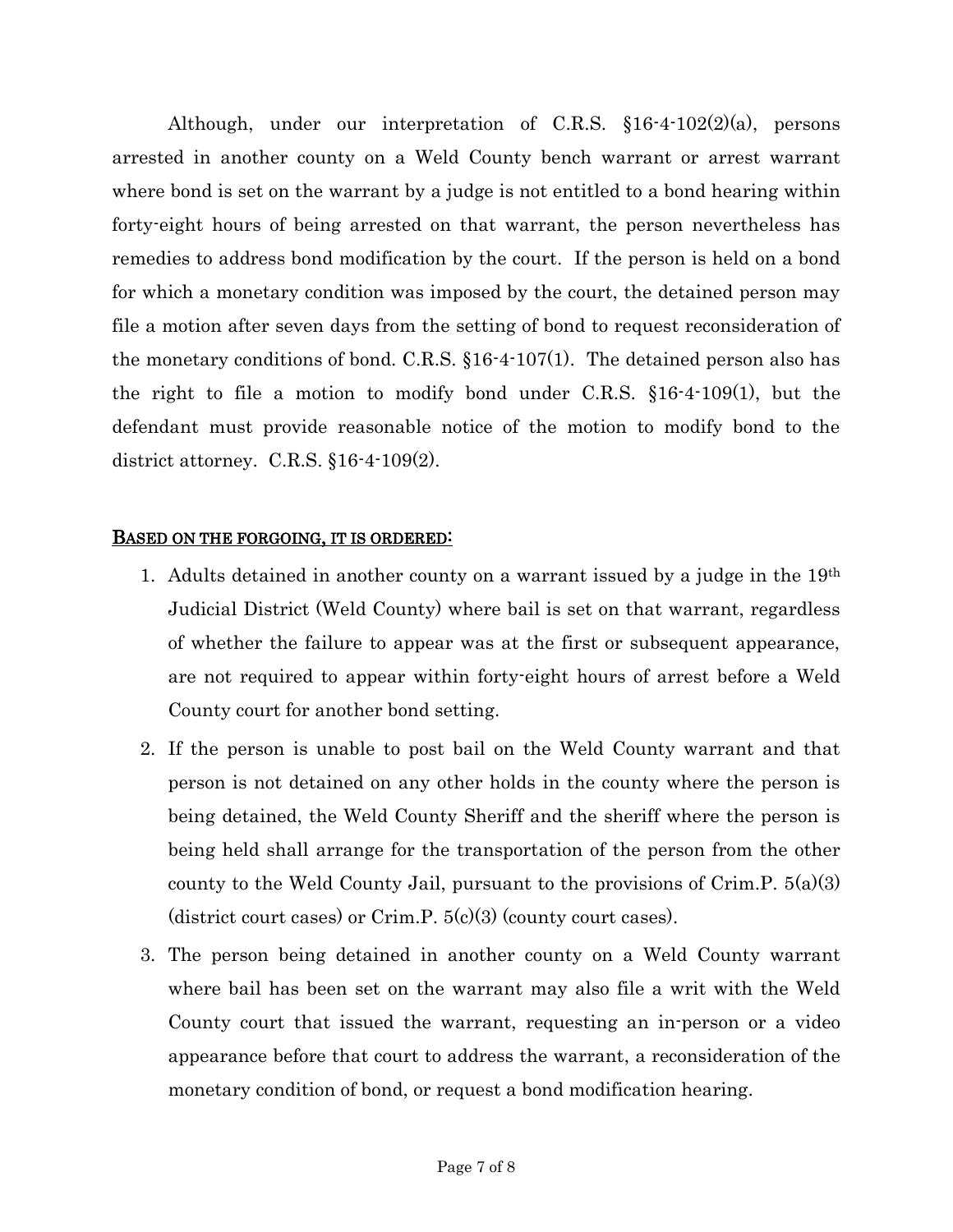Although, under our interpretation of C.R.S. §16-4-102(2)(a), persons arrested in another county on a Weld County bench warrant or arrest warrant where bond is set on the warrant by a judge is not entitled to a bond hearing within forty-eight hours of being arrested on that warrant, the person nevertheless has remedies to address bond modification by the court. If the person is held on a bond for which a monetary condition was imposed by the court, the detained person may file a motion after seven days from the setting of bond to request reconsideration of the monetary conditions of bond. C.R.S. §16-4-107(1). The detained person also has the right to file a motion to modify bond under C.R.S. §16-4-109(1), but the defendant must provide reasonable notice of the motion to modify bond to the district attorney. C.R.S. §16-4-109(2).

**<u>BASED ON THE FORGOING, IT IS ORDERED:</u>**

1. Adults detained in another county on a warrant issued by a judge in the 19th Judicial District (Weld County) where bail is set on that warrant, regardless of whether the failure to appear was at the first or subsequent appearance, are not required to appear within forty-eight hours of arrest before a Weld County court for another bond setting.
2. If the person is unable to post bail on the Weld County warrant and that person is not detained on any other holds in the county where the person is being detained, the Weld County Sheriff and the sheriff where the person is being held shall arrange for the transportation of the person from the other county to the Weld County Jail, pursuant to the provisions of Crim.P. 5(a)(3) (district court cases) or Crim.P. 5(c)(3) (county court cases).
3. The person being detained in another county on a Weld County warrant where bail has been set on the warrant may also file a writ with the Weld County court that issued the warrant, requesting an in-person or a video appearance before that court to address the warrant, a reconsideration of the monetary condition of bond, or request a bond modification hearing.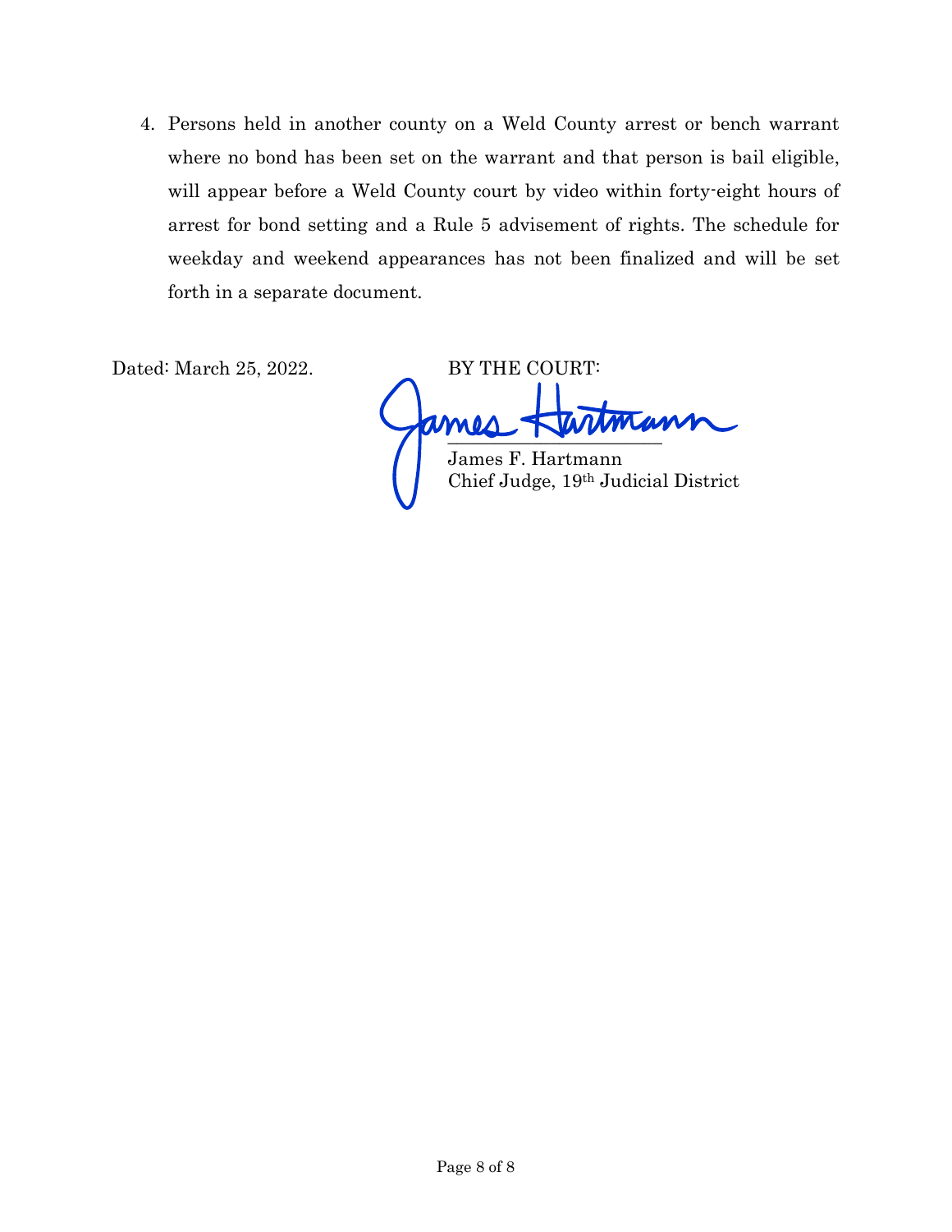4. Persons held in another county on a Weld County arrest or bench warrant where no bond has been set on the warrant and that person is bail eligible, will appear before a Weld County court by video within forty-eight hours of arrest for bond setting and a Rule 5 advisement of rights. The schedule for weekday and weekend appearances has not been finalized and will be set forth in a separate document.

Dated: March 25, 2022.

BY THE COURT:

James F. Hartmann
Chief Judge, 19th Judicial District